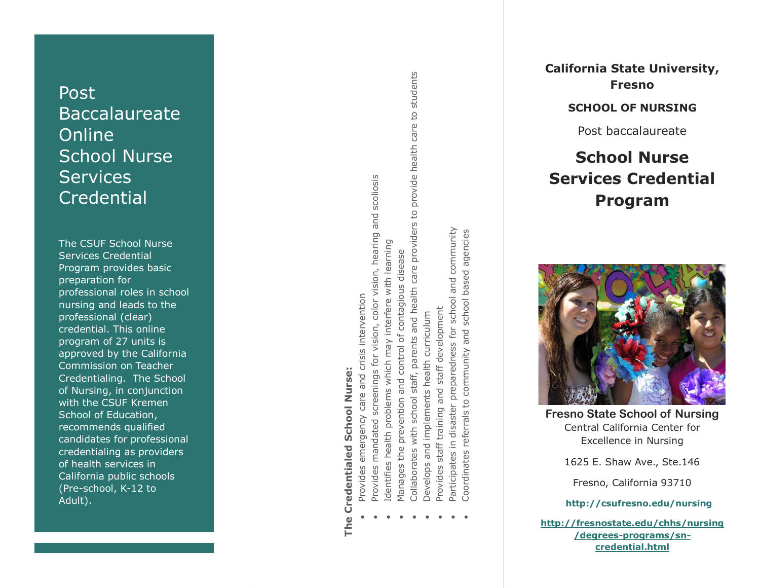# Post Baccalaureate Online School Nurse Services Credential

The CSUF School Nurse Services Credential Program provides basic preparation for professional roles in school nursing and leads to the professional (clear) credential. This online program of 27 units is approved by the California Commission on Teacher Credentialing. The School of Nursing, in conjunction with the CSUF Kremen School of Education, recommends qualified candidates for professional credentialing as providers of health services in California public schools (Pre-school, K-12 to Adult).

**The Credentialed School Nurse:**

- Provides emergency care and crisis intervention
- Provides mandated screenings for vision, color vision, hearing and scoliosis
- Identifies health problems which may interfere with learning
- Manages the prevention and control of contagious disease
- Collaborates with school staff, parents and health care providers to provide health care to students
- Develops and implements health curriculum
- Provides staff training and staff development
- Participates in disaster preparedness for school and community
- Coordinates referrals to community and school based agencies

**California State University, Fresno**

**SCHOOL OF NURSING**

Post baccalaureate

## School Nurse Services Credential Program

**Fresno State School of Nursing**
Central California Center for Excellence in Nursing

1625 E. Shaw Ave., Ste.146

Fresno, California 93710

**http://csufresno.edu/nursing**

**http://fresnostate.edu/chhs/nursing/degrees-programs/sn-credential.html**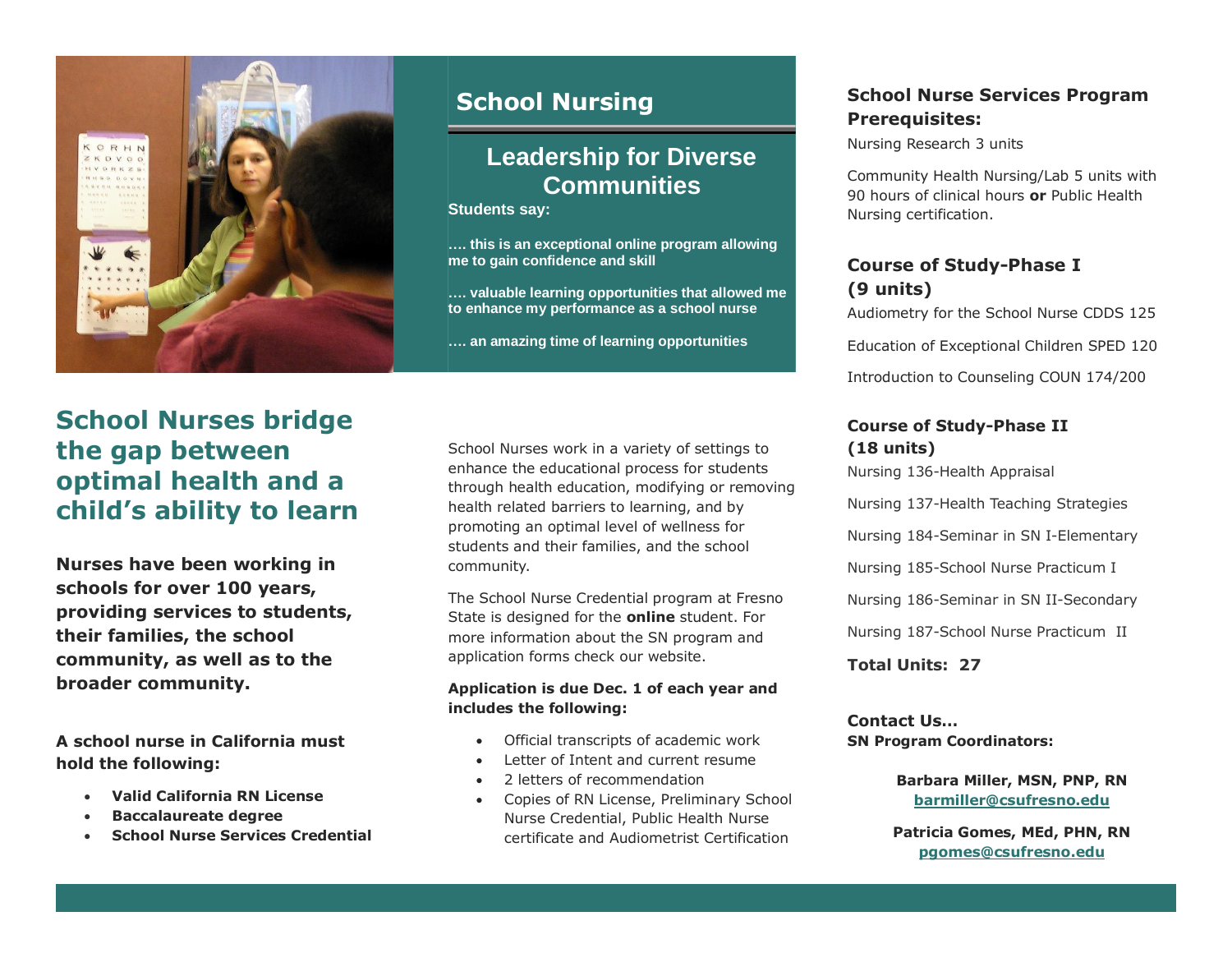# School Nursing

## Leadership for Diverse Communities

**Students say:**

**…. this is an exceptional online program allowing me to gain confidence and skill**

**…. valuable learning opportunities that allowed me to enhance my performance as a school nurse**

**…. an amazing time of learning opportunities**

## School Nurses bridge the gap between optimal health and a child's ability to learn

**Nurses have been working in schools for over 100 years, providing services to students, their families, the school community, as well as to the broader community.**

**A school nurse in California must hold the following:**

- **Valid California RN License**
- **Baccalaureate degree**
- **School Nurse Services Credential**

School Nurses work in a variety of settings to enhance the educational process for students through health education, modifying or removing health related barriers to learning, and by promoting an optimal level of wellness for students and their families, and the school community.

The School Nurse Credential program at Fresno State is designed for the **online** student. For more information about the SN program and application forms check our website.

**Application is due Dec. 1 of each year and includes the following:**

- Official transcripts of academic work
- Letter of Intent and current resume
- 2 letters of recommendation
- Copies of RN License, Preliminary School Nurse Credential, Public Health Nurse certificate and Audiometrist Certification

### School Nurse Services Program Prerequisites:

Nursing Research 3 units

Community Health Nursing/Lab 5 units with 90 hours of clinical hours **or** Public Health Nursing certification.

### Course of Study-Phase I (9 units)

Audiometry for the School Nurse CDDS 125

Education of Exceptional Children SPED 120

Introduction to Counseling COUN 174/200

### Course of Study-Phase II (18 units)

Nursing 136-Health Appraisal

Nursing 137-Health Teaching Strategies

Nursing 184-Seminar in SN I-Elementary

Nursing 185-School Nurse Practicum I

Nursing 186-Seminar in SN II-Secondary

Nursing 187-School Nurse Practicum II

**Total Units: 27**

**Contact Us…**
**SN Program Coordinators:**

**Barbara Miller, MSN, PNP, RN**
**barmiller@csufresno.edu**

**Patricia Gomes, MEd, PHN, RN**
**pgomes@csufresno.edu**